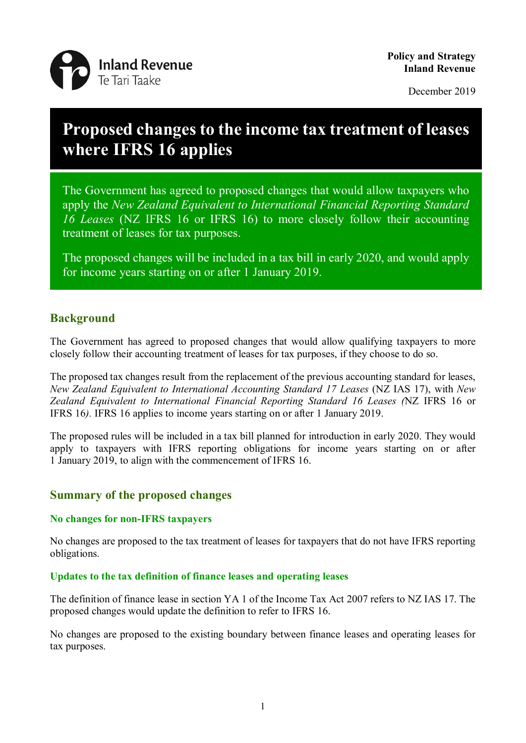**Policy and Strategy**
**Inland Revenue**

December 2019

# Proposed changes to the income tax treatment of leases where IFRS 16 applies

The Government has agreed to proposed changes that would allow taxpayers who apply the *New Zealand Equivalent to International Financial Reporting Standard 16 Leases* (NZ IFRS 16 or IFRS 16) to more closely follow their accounting treatment of leases for tax purposes.

The proposed changes will be included in a tax bill in early 2020, and would apply for income years starting on or after 1 January 2019.

## Background

The Government has agreed to proposed changes that would allow qualifying taxpayers to more closely follow their accounting treatment of leases for tax purposes, if they choose to do so.

The proposed tax changes result from the replacement of the previous accounting standard for leases, *New Zealand Equivalent to International Accounting Standard 17 Leases* (NZ IAS 17), with *New Zealand Equivalent to International Financial Reporting Standard 16 Leases (*NZ IFRS 16 or IFRS 16*)*. IFRS 16 applies to income years starting on or after 1 January 2019.

The proposed rules will be included in a tax bill planned for introduction in early 2020. They would apply to taxpayers with IFRS reporting obligations for income years starting on or after 1 January 2019, to align with the commencement of IFRS 16.

## Summary of the proposed changes

### No changes for non-IFRS taxpayers

No changes are proposed to the tax treatment of leases for taxpayers that do not have IFRS reporting obligations.

### Updates to the tax definition of finance leases and operating leases

The definition of finance lease in section YA 1 of the Income Tax Act 2007 refers to NZ IAS 17. The proposed changes would update the definition to refer to IFRS 16.

No changes are proposed to the existing boundary between finance leases and operating leases for tax purposes.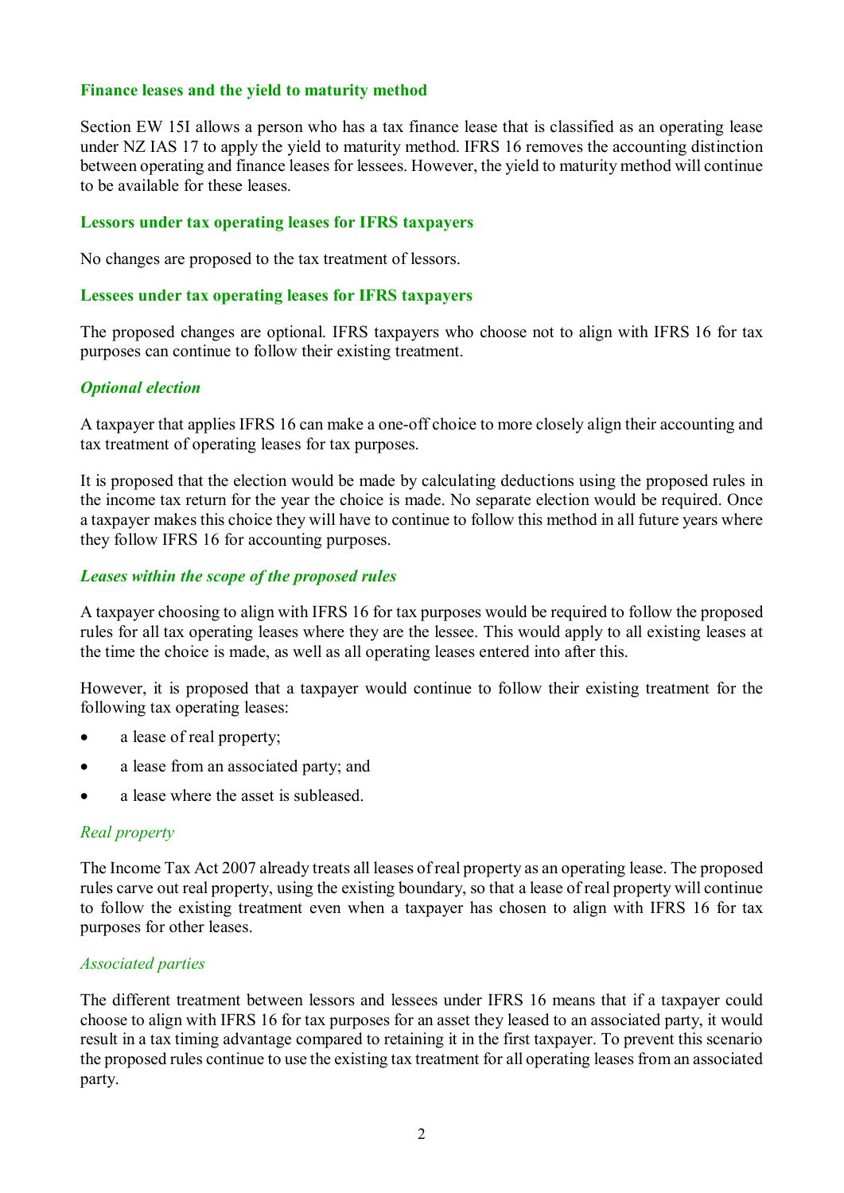## Finance leases and the yield to maturity method

Section EW 15I allows a person who has a tax finance lease that is classified as an operating lease under NZ IAS 17 to apply the yield to maturity method. IFRS 16 removes the accounting distinction between operating and finance leases for lessees. However, the yield to maturity method will continue to be available for these leases.

## Lessors under tax operating leases for IFRS taxpayers

No changes are proposed to the tax treatment of lessors.

## Lessees under tax operating leases for IFRS taxpayers

The proposed changes are optional. IFRS taxpayers who choose not to align with IFRS 16 for tax purposes can continue to follow their existing treatment.

### *Optional election*

A taxpayer that applies IFRS 16 can make a one-off choice to more closely align their accounting and tax treatment of operating leases for tax purposes.

It is proposed that the election would be made by calculating deductions using the proposed rules in the income tax return for the year the choice is made. No separate election would be required. Once a taxpayer makes this choice they will have to continue to follow this method in all future years where they follow IFRS 16 for accounting purposes.

### *Leases within the scope of the proposed rules*

A taxpayer choosing to align with IFRS 16 for tax purposes would be required to follow the proposed rules for all tax operating leases where they are the lessee. This would apply to all existing leases at the time the choice is made, as well as all operating leases entered into after this.

However, it is proposed that a taxpayer would continue to follow their existing treatment for the following tax operating leases:

- a lease of real property;
- a lease from an associated party; and
- a lease where the asset is subleased.

#### *Real property*

The Income Tax Act 2007 already treats all leases of real property as an operating lease. The proposed rules carve out real property, using the existing boundary, so that a lease of real property will continue to follow the existing treatment even when a taxpayer has chosen to align with IFRS 16 for tax purposes for other leases.

#### *Associated parties*

The different treatment between lessors and lessees under IFRS 16 means that if a taxpayer could choose to align with IFRS 16 for tax purposes for an asset they leased to an associated party, it would result in a tax timing advantage compared to retaining it in the first taxpayer. To prevent this scenario the proposed rules continue to use the existing tax treatment for all operating leases from an associated party.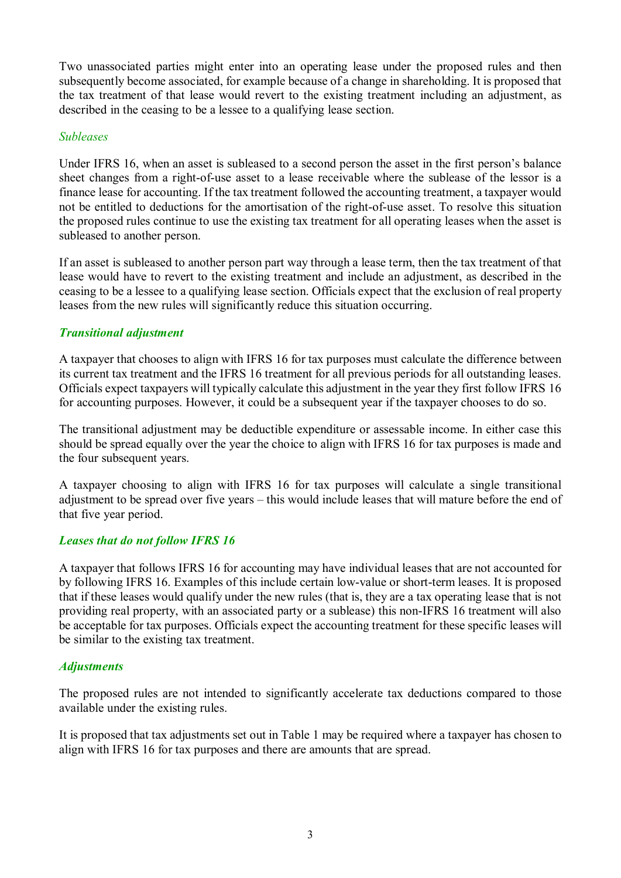Two unassociated parties might enter into an operating lease under the proposed rules and then subsequently become associated, for example because of a change in shareholding. It is proposed that the tax treatment of that lease would revert to the existing treatment including an adjustment, as described in the ceasing to be a lessee to a qualifying lease section.

### *Subleases*

Under IFRS 16, when an asset is subleased to a second person the asset in the first person's balance sheet changes from a right-of-use asset to a lease receivable where the sublease of the lessor is a finance lease for accounting. If the tax treatment followed the accounting treatment, a taxpayer would not be entitled to deductions for the amortisation of the right-of-use asset. To resolve this situation the proposed rules continue to use the existing tax treatment for all operating leases when the asset is subleased to another person.

If an asset is subleased to another person part way through a lease term, then the tax treatment of that lease would have to revert to the existing treatment and include an adjustment, as described in the ceasing to be a lessee to a qualifying lease section. Officials expect that the exclusion of real property leases from the new rules will significantly reduce this situation occurring.

## ***Transitional adjustment***

A taxpayer that chooses to align with IFRS 16 for tax purposes must calculate the difference between its current tax treatment and the IFRS 16 treatment for all previous periods for all outstanding leases. Officials expect taxpayers will typically calculate this adjustment in the year they first follow IFRS 16 for accounting purposes. However, it could be a subsequent year if the taxpayer chooses to do so.

The transitional adjustment may be deductible expenditure or assessable income. In either case this should be spread equally over the year the choice to align with IFRS 16 for tax purposes is made and the four subsequent years.

A taxpayer choosing to align with IFRS 16 for tax purposes will calculate a single transitional adjustment to be spread over five years – this would include leases that will mature before the end of that five year period.

## ***Leases that do not follow IFRS 16***

A taxpayer that follows IFRS 16 for accounting may have individual leases that are not accounted for by following IFRS 16. Examples of this include certain low-value or short-term leases. It is proposed that if these leases would qualify under the new rules (that is, they are a tax operating lease that is not providing real property, with an associated party or a sublease) this non-IFRS 16 treatment will also be acceptable for tax purposes. Officials expect the accounting treatment for these specific leases will be similar to the existing tax treatment.

## ***Adjustments***

The proposed rules are not intended to significantly accelerate tax deductions compared to those available under the existing rules.

It is proposed that tax adjustments set out in Table 1 may be required where a taxpayer has chosen to align with IFRS 16 for tax purposes and there are amounts that are spread.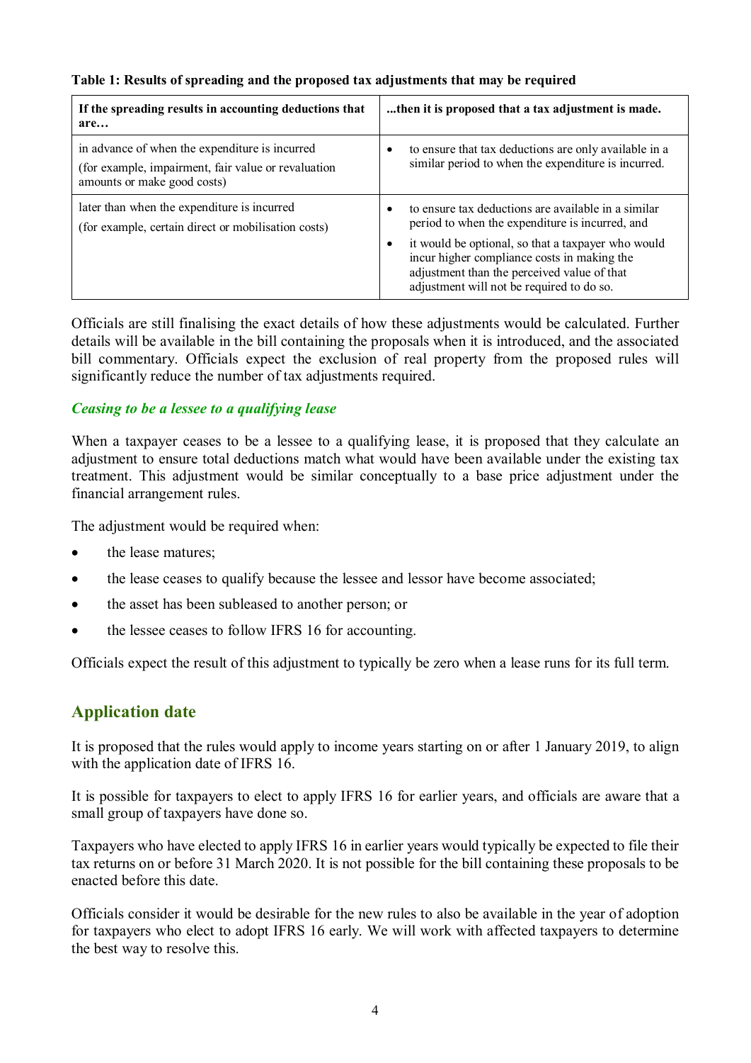**Table 1: Results of spreading and the proposed tax adjustments that may be required**

| If the spreading results in accounting deductions that are… | ...then it is proposed that a tax adjustment is made. |
|---|---|
| in advance of when the expenditure is incurred<br>(for example, impairment, fair value or revaluation amounts or make good costs) | • to ensure that tax deductions are only available in a similar period to when the expenditure is incurred. |
| later than when the expenditure is incurred<br>(for example, certain direct or mobilisation costs) | • to ensure tax deductions are available in a similar period to when the expenditure is incurred, and<br>• it would be optional, so that a taxpayer who would incur higher compliance costs in making the adjustment than the perceived value of that adjustment will not be required to do so. |

Officials are still finalising the exact details of how these adjustments would be calculated. Further details will be available in the bill containing the proposals when it is introduced, and the associated bill commentary. Officials expect the exclusion of real property from the proposed rules will significantly reduce the number of tax adjustments required.

### *Ceasing to be a lessee to a qualifying lease*

When a taxpayer ceases to be a lessee to a qualifying lease, it is proposed that they calculate an adjustment to ensure total deductions match what would have been available under the existing tax treatment. This adjustment would be similar conceptually to a base price adjustment under the financial arrangement rules.

The adjustment would be required when:

- the lease matures;
- the lease ceases to qualify because the lessee and lessor have become associated;
- the asset has been subleased to another person; or
- the lessee ceases to follow IFRS 16 for accounting.

Officials expect the result of this adjustment to typically be zero when a lease runs for its full term.

## Application date

It is proposed that the rules would apply to income years starting on or after 1 January 2019, to align with the application date of IFRS 16.

It is possible for taxpayers to elect to apply IFRS 16 for earlier years, and officials are aware that a small group of taxpayers have done so.

Taxpayers who have elected to apply IFRS 16 in earlier years would typically be expected to file their tax returns on or before 31 March 2020. It is not possible for the bill containing these proposals to be enacted before this date.

Officials consider it would be desirable for the new rules to also be available in the year of adoption for taxpayers who elect to adopt IFRS 16 early. We will work with affected taxpayers to determine the best way to resolve this.